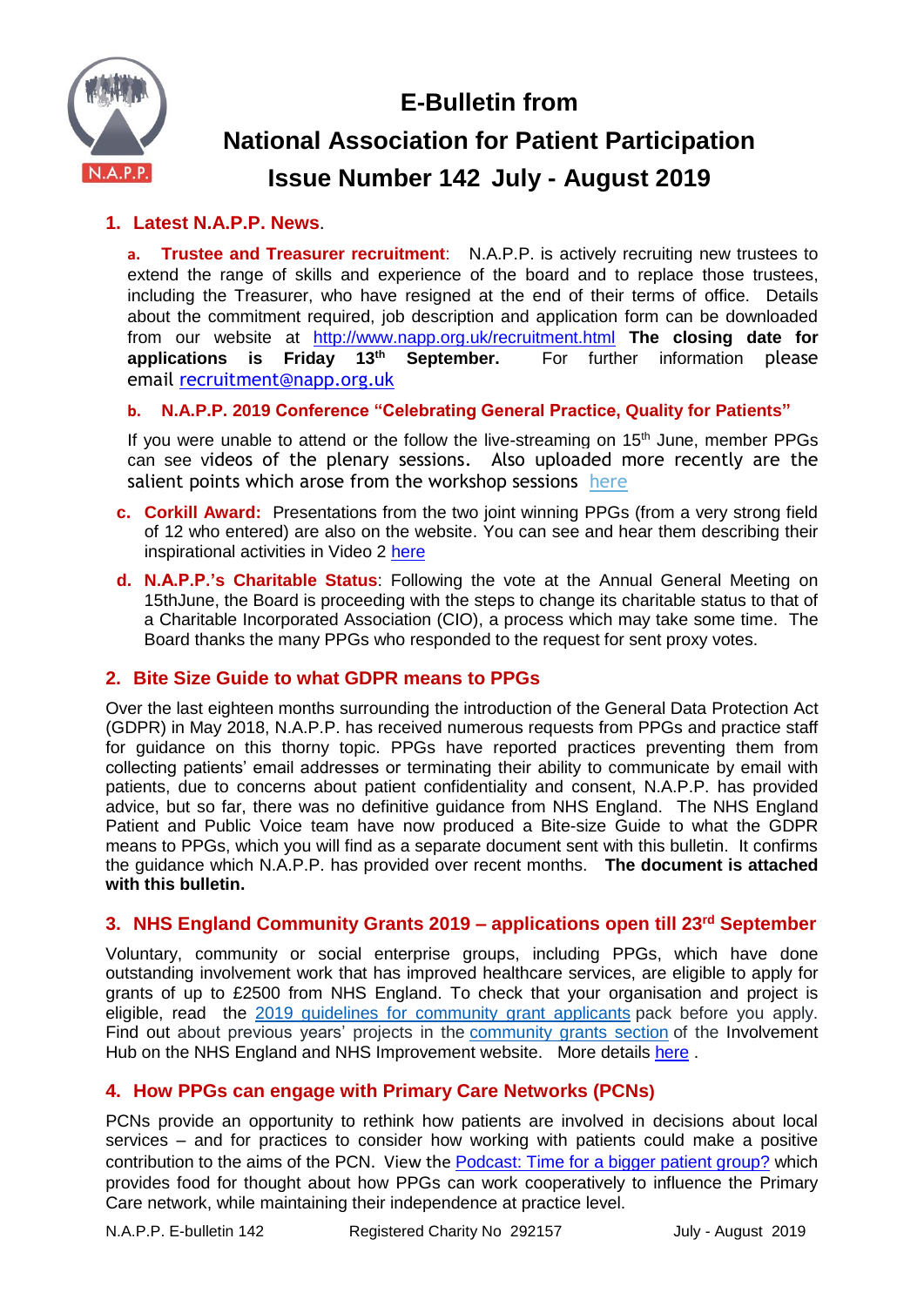# E-Bulletin from
# National Association for Patient Participation
# Issue Number 142 July - August 2019

## 1. Latest N.A.P.P. News.

**a. Trustee and Treasurer recruitment**: N.A.P.P. is actively recruiting new trustees to extend the range of skills and experience of the board and to replace those trustees, including the Treasurer, who have resigned at the end of their terms of office. Details about the commitment required, job description and application form can be downloaded from our website at http://www.napp.org.uk/recruitment.html **The closing date for applications is Friday 13th September.** For further information please email recruitment@napp.org.uk

**b. N.A.P.P. 2019 Conference "Celebrating General Practice, Quality for Patients"**

If you were unable to attend or the follow the live-streaming on 15th June, member PPGs can see videos of the plenary sessions. Also uploaded more recently are the salient points which arose from the workshop sessions here

**c. Corkill Award:** Presentations from the two joint winning PPGs (from a very strong field of 12 who entered) are also on the website. You can see and hear them describing their inspirational activities in Video 2 here

**d. N.A.P.P.'s Charitable Status**: Following the vote at the Annual General Meeting on 15thJune, the Board is proceeding with the steps to change its charitable status to that of a Charitable Incorporated Association (CIO), a process which may take some time. The Board thanks the many PPGs who responded to the request for sent proxy votes.

## 2. Bite Size Guide to what GDPR means to PPGs

Over the last eighteen months surrounding the introduction of the General Data Protection Act (GDPR) in May 2018, N.A.P.P. has received numerous requests from PPGs and practice staff for guidance on this thorny topic. PPGs have reported practices preventing them from collecting patients' email addresses or terminating their ability to communicate by email with patients, due to concerns about patient confidentiality and consent, N.A.P.P. has provided advice, but so far, there was no definitive guidance from NHS England. The NHS England Patient and Public Voice team have now produced a Bite-size Guide to what the GDPR means to PPGs, which you will find as a separate document sent with this bulletin. It confirms the guidance which N.A.P.P. has provided over recent months. **The document is attached with this bulletin.**

## 3. NHS England Community Grants 2019 – applications open till 23rd September

Voluntary, community or social enterprise groups, including PPGs, which have done outstanding involvement work that has improved healthcare services, are eligible to apply for grants of up to £2500 from NHS England. To check that your organisation and project is eligible, read the 2019 guidelines for community grant applicants pack before you apply. Find out about previous years' projects in the community grants section of the Involvement Hub on the NHS England and NHS Improvement website. More details here .

## 4. How PPGs can engage with Primary Care Networks (PCNs)

PCNs provide an opportunity to rethink how patients are involved in decisions about local services – and for practices to consider how working with patients could make a positive contribution to the aims of the PCN. View the Podcast: Time for a bigger patient group? which provides food for thought about how PPGs can work cooperatively to influence the Primary Care network, while maintaining their independence at practice level.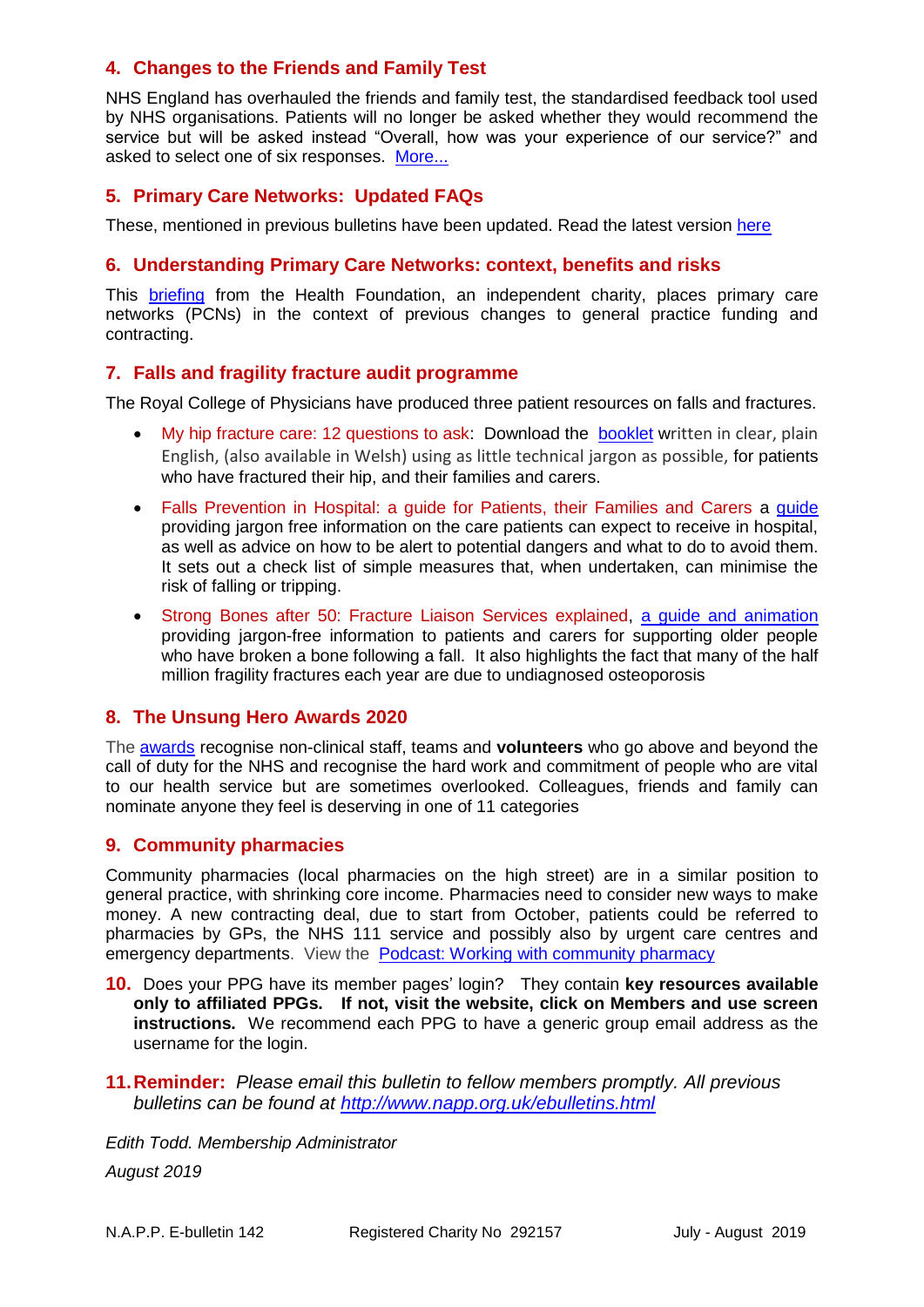## 4. Changes to the Friends and Family Test

NHS England has overhauled the friends and family test, the standardised feedback tool used by NHS organisations. Patients will no longer be asked whether they would recommend the service but will be asked instead "Overall, how was your experience of our service?" and asked to select one of six responses. More...

## 5. Primary Care Networks: Updated FAQs

These, mentioned in previous bulletins have been updated. Read the latest version here

## 6. Understanding Primary Care Networks: context, benefits and risks

This briefing from the Health Foundation, an independent charity, places primary care networks (PCNs) in the context of previous changes to general practice funding and contracting.

## 7. Falls and fragility fracture audit programme

The Royal College of Physicians have produced three patient resources on falls and fractures.

- My hip fracture care: 12 questions to ask: Download the booklet written in clear, plain English, (also available in Welsh) using as little technical jargon as possible, for patients who have fractured their hip, and their families and carers.
- Falls Prevention in Hospital: a guide for Patients, their Families and Carers a guide providing jargon free information on the care patients can expect to receive in hospital, as well as advice on how to be alert to potential dangers and what to do to avoid them. It sets out a check list of simple measures that, when undertaken, can minimise the risk of falling or tripping.
- Strong Bones after 50: Fracture Liaison Services explained, a guide and animation providing jargon-free information to patients and carers for supporting older people who have broken a bone following a fall. It also highlights the fact that many of the half million fragility fractures each year are due to undiagnosed osteoporosis

## 8. The Unsung Hero Awards 2020

The awards recognise non-clinical staff, teams and **volunteers** who go above and beyond the call of duty for the NHS and recognise the hard work and commitment of people who are vital to our health service but are sometimes overlooked. Colleagues, friends and family can nominate anyone they feel is deserving in one of 11 categories

## 9. Community pharmacies

Community pharmacies (local pharmacies on the high street) are in a similar position to general practice, with shrinking core income. Pharmacies need to consider new ways to make money. A new contracting deal, due to start from October, patients could be referred to pharmacies by GPs, the NHS 111 service and possibly also by urgent care centres and emergency departments. View the Podcast: Working with community pharmacy

**10.** Does your PPG have its member pages' login? They contain **key resources available only to affiliated PPGs. If not, visit the website, click on Members and use screen instructions.** We recommend each PPG to have a generic group email address as the username for the login.

**11. Reminder:** *Please email this bulletin to fellow members promptly. All previous bulletins can be found at http://www.napp.org.uk/ebulletins.html*

*Edith Todd. Membership Administrator*

*August 2019*